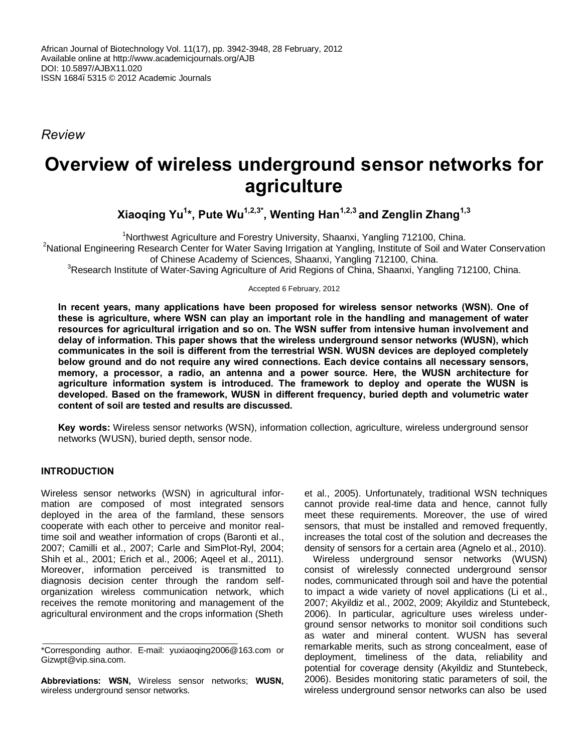African Journal of Biotechnology Vol. 11(17), pp. 3942-3948, 28 February, 2012
Available online at http://www.academicjournals.org/AJB
DOI: 10.5897/AJBX11.020
ISSN 1684ï 5315 © 2012 Academic Journals

*Review*

# Overview of wireless underground sensor networks for agriculture

**Xiaoqing Yu[1]\*, Pute Wu[1,2,3]\*, Wenting Han[1,2,3] and Zenglin Zhang[1,3]**

[1]Northwest Agriculture and Forestry University, Shaanxi, Yangling 712100, China.
[2]National Engineering Research Center for Water Saving Irrigation at Yangling, Institute of Soil and Water Conservation of Chinese Academy of Sciences, Shaanxi, Yangling 712100, China.
[3]Research Institute of Water-Saving Agriculture of Arid Regions of China, Shaanxi, Yangling 712100, China.

Accepted 6 February, 2012

**In recent years, many applications have been proposed for wireless sensor networks (WSN). One of these is agriculture, where WSN can play an important role in the handling and management of water resources for agricultural irrigation and so on. The WSN suffer from intensive human involvement and delay of information. This paper shows that the wireless underground sensor networks (WUSN), which communicates in the soil is different from the terrestrial WSN. WUSN devices are deployed completely below ground and do not require any wired connections. Each device contains all necessary sensors, memory, a processor, a radio, an antenna and a power source. Here, the WUSN architecture for agriculture information system is introduced. The framework to deploy and operate the WUSN is developed. Based on the framework, WUSN in different frequency, buried depth and volumetric water content of soil are tested and results are discussed.**

**Key words:** Wireless sensor networks (WSN), information collection, agriculture, wireless underground sensor networks (WUSN), buried depth, sensor node.

## INTRODUCTION

Wireless sensor networks (WSN) in agricultural information are composed of most integrated sensors deployed in the area of the farmland, these sensors cooperate with each other to perceive and monitor real-time soil and weather information of crops (Baronti et al., 2007; Camilli et al., 2007; Carle and SimPlot-Ryl, 2004; Shih et al., 2001; Erich et al., 2006; Aqeel et al., 2011). Moreover, information perceived is transmitted to diagnosis decision center through the random self-organization wireless communication network, which receives the remote monitoring and management of the agricultural environment and the crops information (Sheth et al., 2005). Unfortunately, traditional WSN techniques cannot provide real-time data and hence, cannot fully meet these requirements. Moreover, the use of wired sensors, that must be installed and removed frequently, increases the total cost of the solution and decreases the density of sensors for a certain area (Agnelo et al., 2010).

Wireless underground sensor networks (WUSN) consist of wirelessly connected underground sensor nodes, communicated through soil and have the potential to impact a wide variety of novel applications (Li et al., 2007; Akyildiz et al., 2002, 2009; Akyildiz and Stuntebeck, 2006). In particular, agriculture uses wireless underground sensor networks to monitor soil conditions such as water and mineral content. WUSN has several remarkable merits, such as strong concealment, ease of deployment, timeliness of the data, reliability and potential for coverage density (Akyildiz and Stuntebeck, 2006). Besides monitoring static parameters of soil, the wireless underground sensor networks can also be used

\*Corresponding author. E-mail: yuxiaoqing2006@163.com or Gizwpt@vip.sina.com.

**Abbreviations: WSN,** Wireless sensor networks; **WUSN,** wireless underground sensor networks.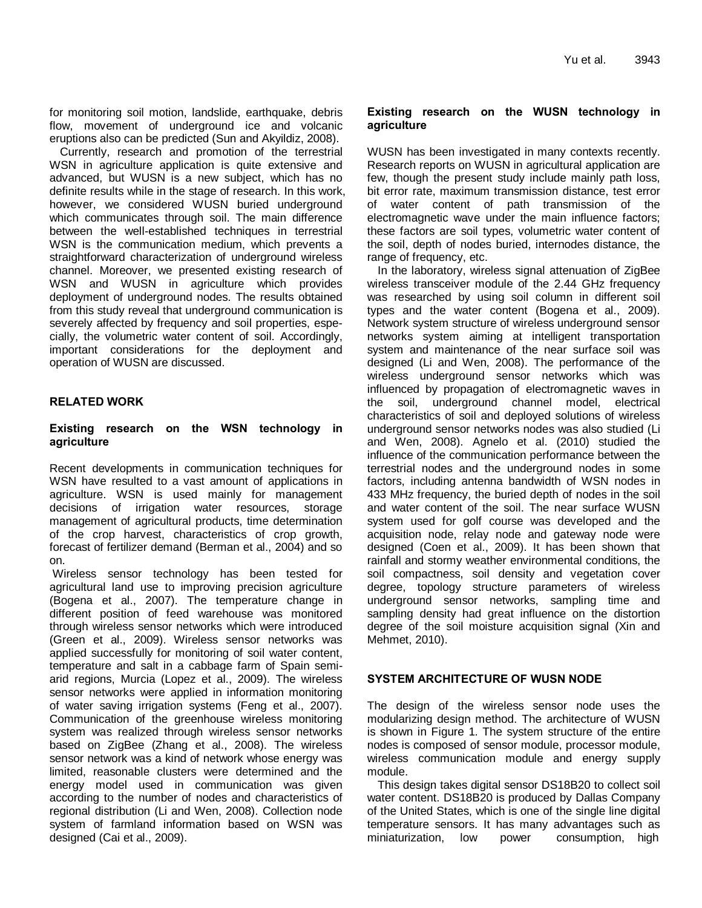for monitoring soil motion, landslide, earthquake, debris flow, movement of underground ice and volcanic eruptions also can be predicted (Sun and Akyildiz, 2008).

Currently, research and promotion of the terrestrial WSN in agriculture application is quite extensive and advanced, but WUSN is a new subject, which has no definite results while in the stage of research. In this work, however, we considered WUSN buried underground which communicates through soil. The main difference between the well-established techniques in terrestrial WSN is the communication medium, which prevents a straightforward characterization of underground wireless channel. Moreover, we presented existing research of WSN and WUSN in agriculture which provides deployment of underground nodes. The results obtained from this study reveal that underground communication is severely affected by frequency and soil properties, especially, the volumetric water content of soil. Accordingly, important considerations for the deployment and operation of WUSN are discussed.

## RELATED WORK

### Existing research on the WSN technology in agriculture

Recent developments in communication techniques for WSN have resulted to a vast amount of applications in agriculture. WSN is used mainly for management decisions of irrigation water resources, storage management of agricultural products, time determination of the crop harvest, characteristics of crop growth, forecast of fertilizer demand (Berman et al., 2004) and so on.

Wireless sensor technology has been tested for agricultural land use to improving precision agriculture (Bogena et al., 2007). The temperature change in different position of feed warehouse was monitored through wireless sensor networks which were introduced (Green et al., 2009). Wireless sensor networks was applied successfully for monitoring of soil water content, temperature and salt in a cabbage farm of Spain semi-arid regions, Murcia (Lopez et al., 2009). The wireless sensor networks were applied in information monitoring of water saving irrigation systems (Feng et al., 2007). Communication of the greenhouse wireless monitoring system was realized through wireless sensor networks based on ZigBee (Zhang et al., 2008). The wireless sensor network was a kind of network whose energy was limited, reasonable clusters were determined and the energy model used in communication was given according to the number of nodes and characteristics of regional distribution (Li and Wen, 2008). Collection node system of farmland information based on WSN was designed (Cai et al., 2009).

### Existing research on the WUSN technology in agriculture

WUSN has been investigated in many contexts recently. Research reports on WUSN in agricultural application are few, though the present study include mainly path loss, bit error rate, maximum transmission distance, test error of water content of path transmission of the electromagnetic wave under the main influence factors; these factors are soil types, volumetric water content of the soil, depth of nodes buried, internodes distance, the range of frequency, etc.

In the laboratory, wireless signal attenuation of ZigBee wireless transceiver module of the 2.44 GHz frequency was researched by using soil column in different soil types and the water content (Bogena et al., 2009). Network system structure of wireless underground sensor networks system aiming at intelligent transportation system and maintenance of the near surface soil was designed (Li and Wen, 2008). The performance of the wireless underground sensor networks which was influenced by propagation of electromagnetic waves in the soil, underground channel model, electrical characteristics of soil and deployed solutions of wireless underground sensor networks nodes was also studied (Li and Wen, 2008). Agnelo et al. (2010) studied the influence of the communication performance between the terrestrial nodes and the underground nodes in some factors, including antenna bandwidth of WSN nodes in 433 MHz frequency, the buried depth of nodes in the soil and water content of the soil. The near surface WUSN system used for golf course was developed and the acquisition node, relay node and gateway node were designed (Coen et al., 2009). It has been shown that rainfall and stormy weather environmental conditions, the soil compactness, soil density and vegetation cover degree, topology structure parameters of wireless underground sensor networks, sampling time and sampling density had great influence on the distortion degree of the soil moisture acquisition signal (Xin and Mehmet, 2010).

## SYSTEM ARCHITECTURE OF WUSN NODE

The design of the wireless sensor node uses the modularizing design method. The architecture of WUSN is shown in Figure 1. The system structure of the entire nodes is composed of sensor module, processor module, wireless communication module and energy supply module.

This design takes digital sensor DS18B20 to collect soil water content. DS18B20 is produced by Dallas Company of the United States, which is one of the single line digital temperature sensors. It has many advantages such as miniaturization, low power consumption, high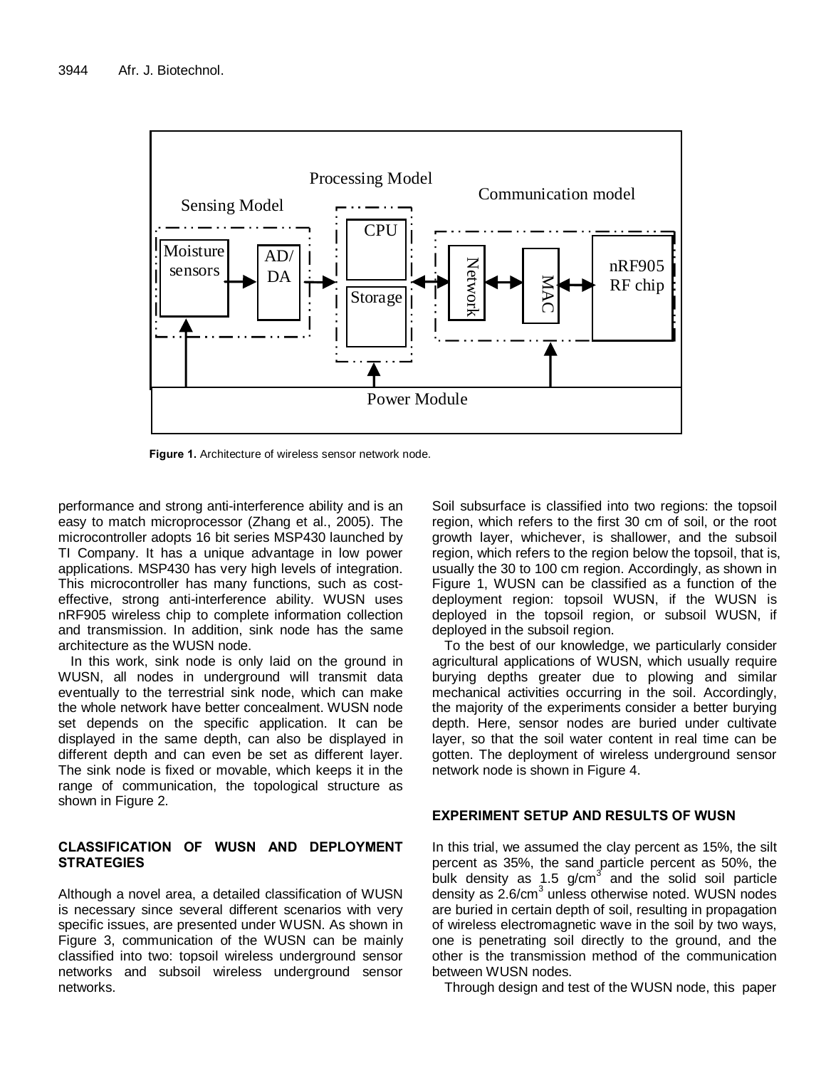Figure 1. Architecture of wireless sensor network node.

performance and strong anti-interference ability and is an easy to match microprocessor (Zhang et al., 2005). The microcontroller adopts 16 bit series MSP430 launched by TI Company. It has a unique advantage in low power applications. MSP430 has very high levels of integration. This microcontroller has many functions, such as cost-effective, strong anti-interference ability. WUSN uses nRF905 wireless chip to complete information collection and transmission. In addition, sink node has the same architecture as the WUSN node.

In this work, sink node is only laid on the ground in WUSN, all nodes in underground will transmit data eventually to the terrestrial sink node, which can make the whole network have better concealment. WUSN node set depends on the specific application. It can be displayed in the same depth, can also be displayed in different depth and can even be set as different layer. The sink node is fixed or movable, which keeps it in the range of communication, the topological structure as shown in Figure 2.

## CLASSIFICATION OF WUSN AND DEPLOYMENT STRATEGIES

Although a novel area, a detailed classification of WUSN is necessary since several different scenarios with very specific issues, are presented under WUSN. As shown in Figure 3, communication of the WUSN can be mainly classified into two: topsoil wireless underground sensor networks and subsoil wireless underground sensor networks.

Soil subsurface is classified into two regions: the topsoil region, which refers to the first 30 cm of soil, or the root growth layer, whichever, is shallower, and the subsoil region, which refers to the region below the topsoil, that is, usually the 30 to 100 cm region. Accordingly, as shown in Figure 1, WUSN can be classified as a function of the deployment region: topsoil WUSN, if the WUSN is deployed in the topsoil region, or subsoil WUSN, if deployed in the subsoil region.

To the best of our knowledge, we particularly consider agricultural applications of WUSN, which usually require burying depths greater due to plowing and similar mechanical activities occurring in the soil. Accordingly, the majority of the experiments consider a better burying depth. Here, sensor nodes are buried under cultivate layer, so that the soil water content in real time can be gotten. The deployment of wireless underground sensor network node is shown in Figure 4.

## EXPERIMENT SETUP AND RESULTS OF WUSN

In this trial, we assumed the clay percent as 15%, the silt percent as 35%, the sand particle percent as 50%, the bulk density as 1.5 $g/cm^3$ and the solid soil particle density as $2.6/cm^3$ unless otherwise noted. WUSN nodes are buried in certain depth of soil, resulting in propagation of wireless electromagnetic wave in the soil by two ways, one is penetrating soil directly to the ground, and the other is the transmission method of the communication between WUSN nodes.

Through design and test of the WUSN node, this paper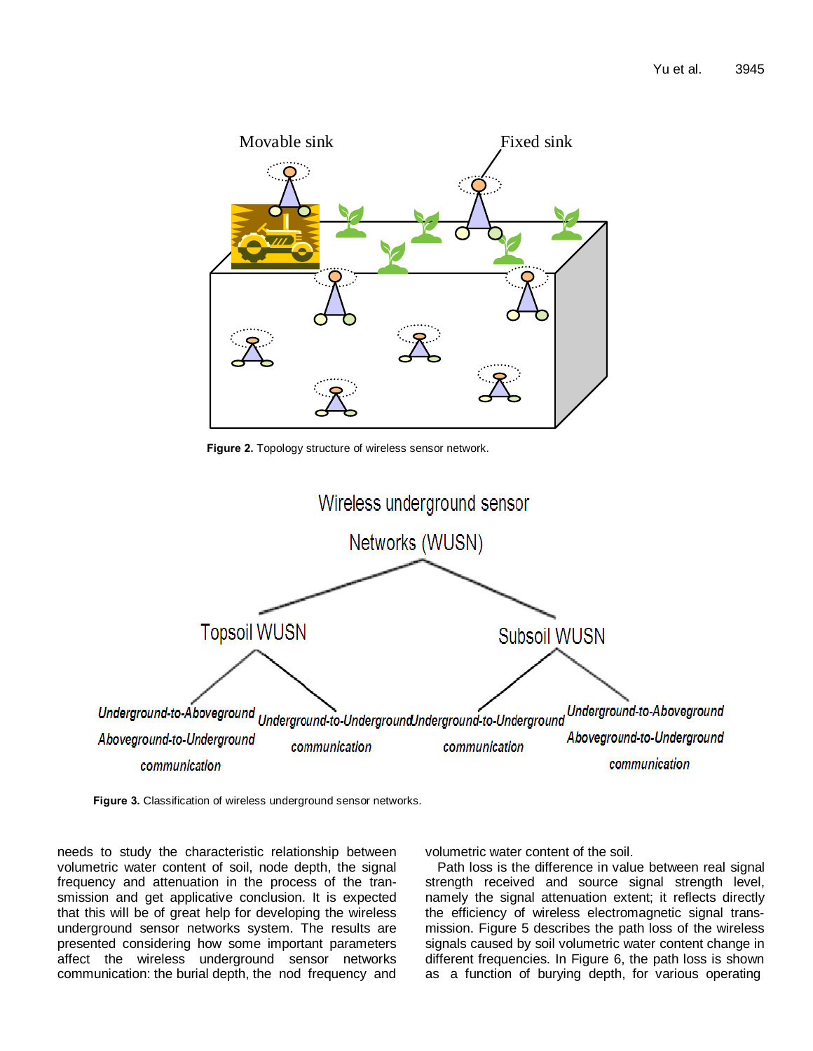Figure 2. Topology structure of wireless sensor network.

Figure 3. Classification of wireless underground sensor networks.

needs to study the characteristic relationship between volumetric water content of soil, node depth, the signal frequency and attenuation in the process of the transmission and get applicative conclusion. It is expected that this will be of great help for developing the wireless underground sensor networks system. The results are presented considering how some important parameters affect the wireless underground sensor networks communication: the burial depth, the nod frequency and volumetric water content of the soil.

Path loss is the difference in value between real signal strength received and source signal strength level, namely the signal attenuation extent; it reflects directly the efficiency of wireless electromagnetic signal transmission. Figure 5 describes the path loss of the wireless signals caused by soil volumetric water content change in different frequencies. In Figure 6, the path loss is shown as a function of burying depth, for various operating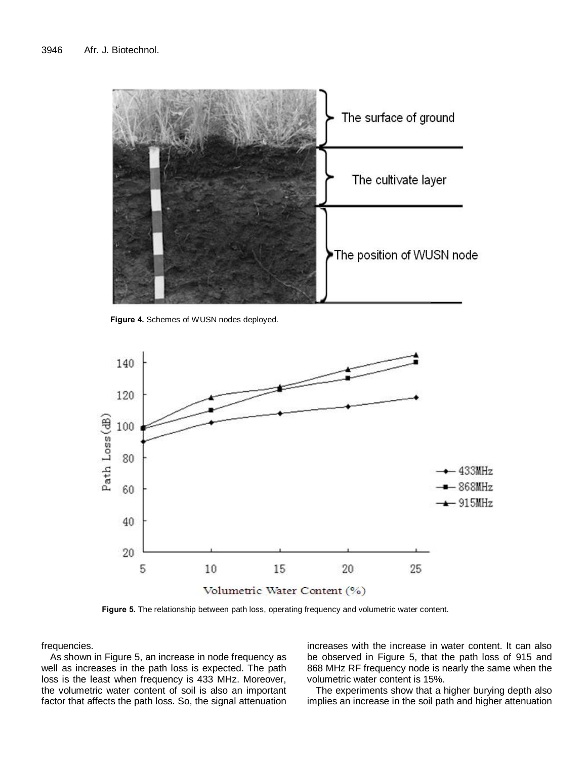Figure 4. Schemes of WUSN nodes deployed.

Figure 5. The relationship between path loss, operating frequency and volumetric water content.

frequencies.

As shown in Figure 5, an increase in node frequency as well as increases in the path loss is expected. The path loss is the least when frequency is 433 MHz. Moreover, the volumetric water content of soil is also an important factor that affects the path loss. So, the signal attenuation increases with the increase in water content. It can also be observed in Figure 5, that the path loss of 915 and 868 MHz RF frequency node is nearly the same when the volumetric water content is 15%.

The experiments show that a higher burying depth also implies an increase in the soil path and higher attenuation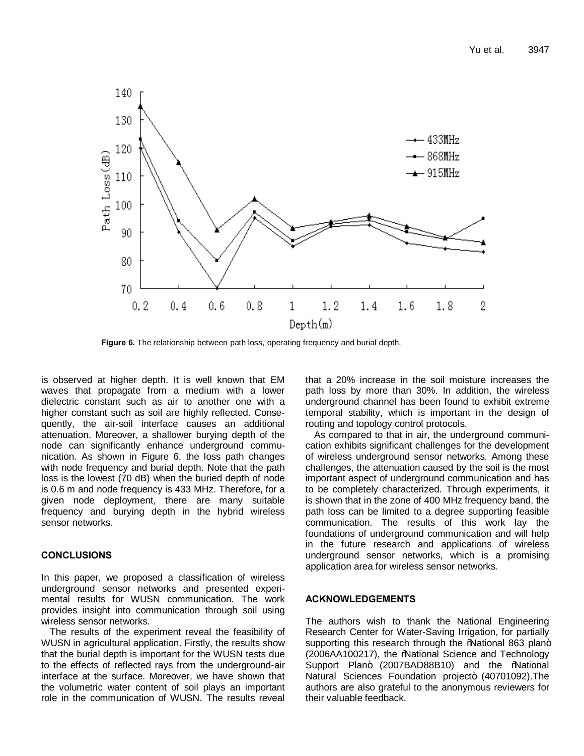140
130
120
110
100
90
80
70

Path Loss(dB)

0.2 0.4 0.6 0.8 1 1.2 1.4 1.6 1.8 2

Depth(m)

433MHz
868MHz
915MHz

**Figure 6.** The relationship between path loss, operating frequency and burial depth.

is observed at higher depth. It is well known that EM waves that propagate from a medium with a lower dielectric constant such as air to another one with a higher constant such as soil are highly reflected. Consequently, the air-soil interface causes an additional attenuation. Moreover, a shallower burying depth of the node can significantly enhance underground communication. As shown in Figure 6, the loss path changes with node frequency and burial depth. Note that the path loss is the lowest (70 dB) when the buried depth of node is 0.6 m and node frequency is 433 MHz. Therefore, for a given node deployment, there are many suitable frequency and burying depth in the hybrid wireless sensor networks.

## CONCLUSIONS

In this paper, we proposed a classification of wireless underground sensor networks and presented experimental results for WUSN communication. The work provides insight into communication through soil using wireless sensor networks.

The results of the experiment reveal the feasibility of WUSN in agricultural application. Firstly, the results show that the burial depth is important for the WUSN tests due to the effects of reflected rays from the underground-air interface at the surface. Moreover, we have shown that the volumetric water content of soil plays an important role in the communication of WUSN. The results reveal that a 20% increase in the soil moisture increases the path loss by more than 30%. In addition, the wireless underground channel has been found to exhibit extreme temporal stability, which is important in the design of routing and topology control protocols.

As compared to that in air, the underground communication exhibits significant challenges for the development of wireless underground sensor networks. Among these challenges, the attenuation caused by the soil is the most important aspect of underground communication and has to be completely characterized. Through experiments, it is shown that in the zone of 400 MHz frequency band, the path loss can be limited to a degree supporting feasible communication. The results of this work lay the foundations of underground communication and will help in the future research and applications of wireless underground sensor networks, which is a promising application area for wireless sensor networks.

## ACKNOWLEDGEMENTS

The authors wish to thank the National Engineering Research Center for Water-Saving Irrigation, for partially supporting this research through the "National 863 plan" (2006AA100217), the "National Science and Technology Support Plan" (2007BAD88B10) and the "National Natural Sciences Foundation project" (40701092).The authors are also grateful to the anonymous reviewers for their valuable feedback.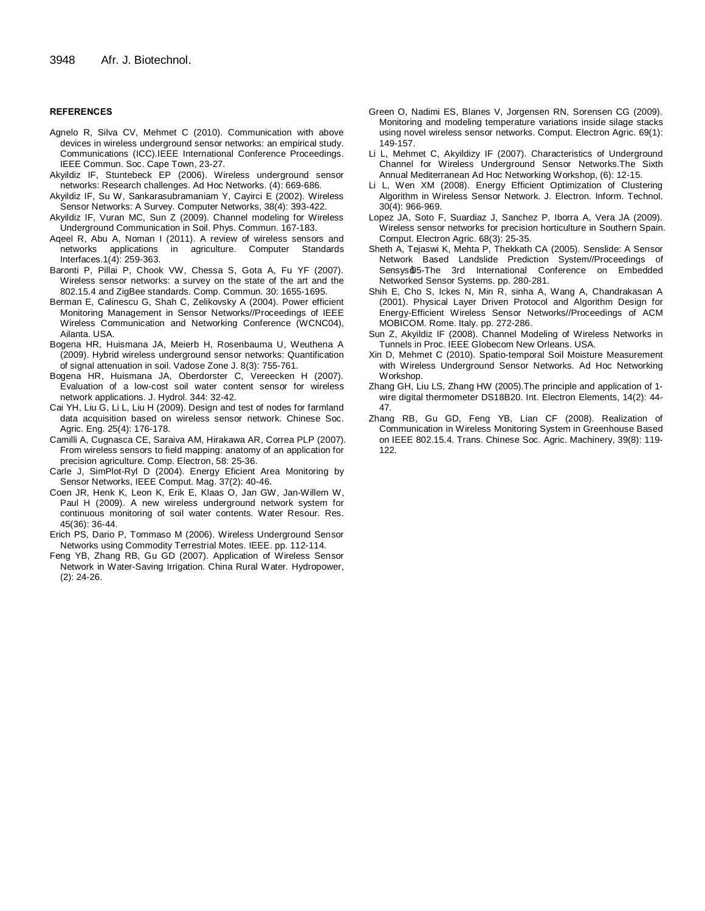**REFERENCES**

Agnelo R, Silva CV, Mehmet C (2010). Communication with above devices in wireless underground sensor networks: an empirical study. Communications (ICC).IEEE International Conference Proceedings. IEEE Commun. Soc. Cape Town, 23-27.

Akyildiz IF, Stuntebeck EP (2006). Wireless underground sensor networks: Research challenges. Ad Hoc Networks. (4): 669-686.

Akyildiz IF, Su W, Sankarasubramaniam Y, Cayirci E (2002). Wireless Sensor Networks: A Survey. Computer Networks, 38(4): 393-422.

Akyildiz IF, Vuran MC, Sun Z (2009). Channel modeling for Wireless Underground Communication in Soil. Phys. Commun. 167-183.

Aqeel R, Abu A, Noman I (2011). A review of wireless sensors and networks applications in agriculture. Computer Standards Interfaces.1(4): 259-363.

Baronti P, Pillai P, Chook VW, Chessa S, Gota A, Fu YF (2007). Wireless sensor networks: a survey on the state of the art and the 802.15.4 and ZigBee standards. Comp. Commun. 30: 1655-1695.

Berman E, Calinescu G, Shah C, Zelikovsky A (2004). Power efficient Monitoring Management in Sensor Networks//Proceedings of IEEE Wireless Communication and Networking Conference (WCNC04), Ailanta. USA.

Bogena HR, Huismana JA, Meierb H, Rosenbauma U, Weuthena A (2009). Hybrid wireless underground sensor networks: Quantification of signal attenuation in soil. Vadose Zone J. 8(3): 755-761.

Bogena HR, Huismana JA, Oberdorster C, Vereecken H (2007). Evaluation of a low-cost soil water content sensor for wireless network applications. J. Hydrol. 344: 32-42.

Cai YH, Liu G, Li L, Liu H (2009). Design and test of nodes for farmland data acquisition based on wireless sensor network. Chinese Soc. Agric. Eng. 25(4): 176-178.

Camilli A, Cugnasca CE, Saraiva AM, Hirakawa AR, Correa PLP (2007). From wireless sensors to field mapping: anatomy of an application for precision agriculture. Comp. Electron, 58: 25-36.

Carle J, SimPlot-Ryl D (2004). Energy Eficient Area Monitoring by Sensor Networks, IEEE Comput. Mag. 37(2): 40-46.

Coen JR, Henk K, Leon K, Erik E, Klaas O, Jan GW, Jan-Willem W, Paul H (2009). A new wireless underground network system for continuous monitoring of soil water contents. Water Resour. Res. 45(36): 36-44.

Erich PS, Dario P, Tommaso M (2006). Wireless Underground Sensor Networks using Commodity Terrestrial Motes. IEEE. pp. 112-114.

Feng YB, Zhang RB, Gu GD (2007). Application of Wireless Sensor Network in Water-Saving Irrigation. China Rural Water. Hydropower, (2): 24-26.

Green O, Nadimi ES, Blanes V, Jorgensen RN, Sorensen CG (2009). Monitoring and modeling temperature variations inside silage stacks using novel wireless sensor networks. Comput. Electron Agric. 69(1): 149-157.

Li L, Mehmet C, Akyildizy IF (2007). Characteristics of Underground Channel for Wireless Underground Sensor Networks.The Sixth Annual Mediterranean Ad Hoc Networking Workshop, (6): 12-15.

Li L, Wen XM (2008). Energy Efficient Optimization of Clustering Algorithm in Wireless Sensor Network. J. Electron. Inform. Technol. 30(4): 966-969.

Lopez JA, Soto F, Suardiaz J, Sanchez P, Iborra A, Vera JA (2009). Wireless sensor networks for precision horticulture in Southern Spain. Comput. Electron Agric. 68(3): 25-35.

Sheth A, Tejaswi K, Mehta P, Thekkath CA (2005). Senslide: A Sensor Network Based Landslide Prediction System//Proceedings of Sensys05-The 3rd International Conference on Embedded Networked Sensor Systems. pp. 280-281.

Shih E, Cho S, Ickes N, Min R, sinha A, Wang A, Chandrakasan A (2001). Physical Layer Driven Protocol and Algorithm Design for Energy-Efficient Wireless Sensor Networks//Proceedings of ACM MOBICOM. Rome. Italy. pp. 272-286.

Sun Z, Akyildiz IF (2008). Channel Modeling of Wireless Networks in Tunnels in Proc. IEEE Globecom New Orleans. USA.

Xin D, Mehmet C (2010). Spatio-temporal Soil Moisture Measurement with Wireless Underground Sensor Networks. Ad Hoc Networking Workshop.

Zhang GH, Liu LS, Zhang HW (2005).The principle and application of 1-wire digital thermometer DS18B20. Int. Electron Elements, 14(2): 44-47.

Zhang RB, Gu GD, Feng YB, Lian CF (2008). Realization of Communication in Wireless Monitoring System in Greenhouse Based on IEEE 802.15.4. Trans. Chinese Soc. Agric. Machinery, 39(8): 119-122.